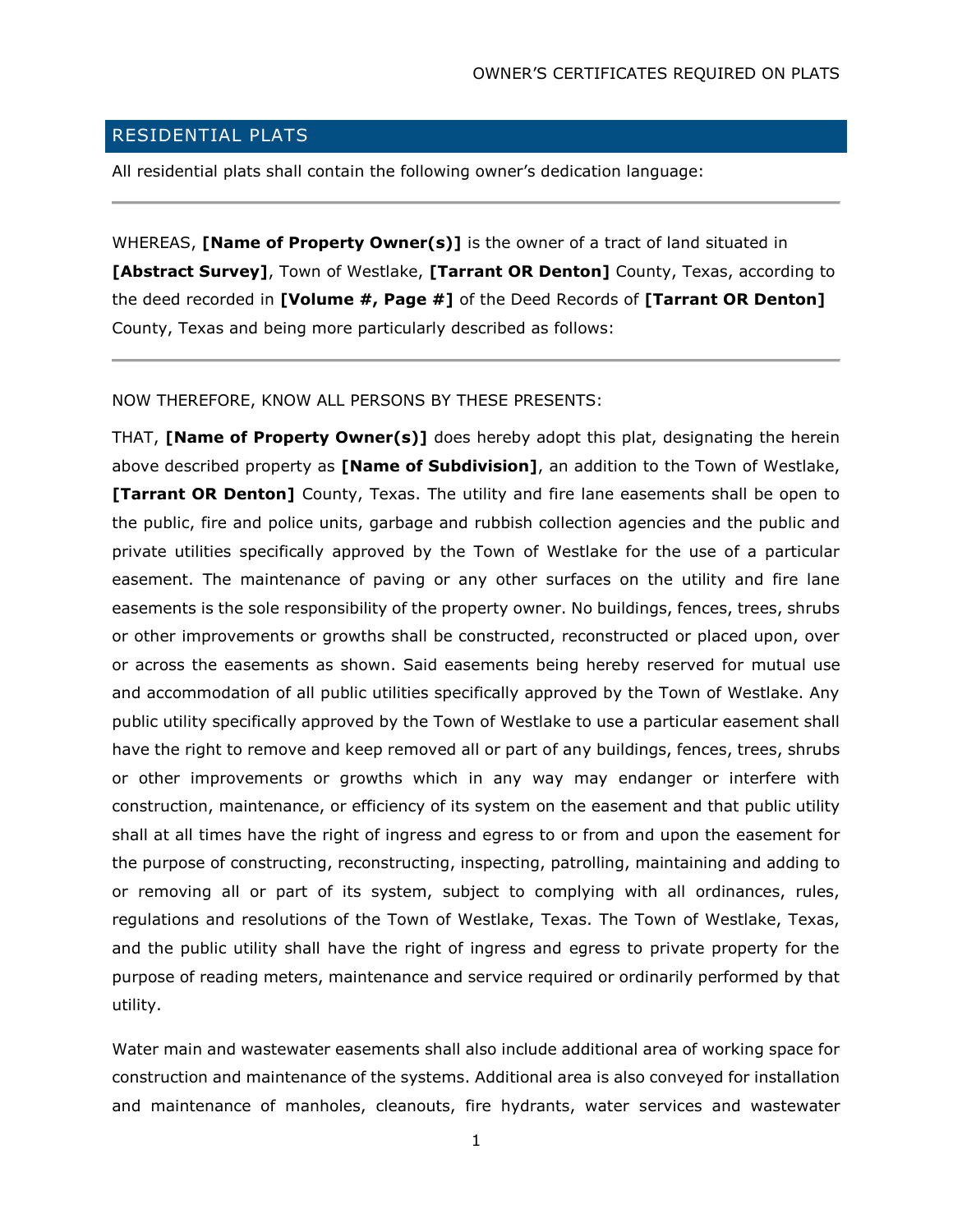## RESIDENTIAL PLATS

All residential plats shall contain the following owner's dedication language:

---

WHEREAS, **[Name of Property Owner(s)]** is the owner of a tract of land situated in **[Abstract Survey]**, Town of Westlake, **[Tarrant OR Denton]** County, Texas, according to the deed recorded in **[Volume #, Page #]** of the Deed Records of **[Tarrant OR Denton]** County, Texas and being more particularly described as follows:

---

NOW THEREFORE, KNOW ALL PERSONS BY THESE PRESENTS:

THAT, **[Name of Property Owner(s)]** does hereby adopt this plat, designating the herein above described property as **[Name of Subdivision]**, an addition to the Town of Westlake, **[Tarrant OR Denton]** County, Texas. The utility and fire lane easements shall be open to the public, fire and police units, garbage and rubbish collection agencies and the public and private utilities specifically approved by the Town of Westlake for the use of a particular easement. The maintenance of paving or any other surfaces on the utility and fire lane easements is the sole responsibility of the property owner. No buildings, fences, trees, shrubs or other improvements or growths shall be constructed, reconstructed or placed upon, over or across the easements as shown. Said easements being hereby reserved for mutual use and accommodation of all public utilities specifically approved by the Town of Westlake. Any public utility specifically approved by the Town of Westlake to use a particular easement shall have the right to remove and keep removed all or part of any buildings, fences, trees, shrubs or other improvements or growths which in any way may endanger or interfere with construction, maintenance, or efficiency of its system on the easement and that public utility shall at all times have the right of ingress and egress to or from and upon the easement for the purpose of constructing, reconstructing, inspecting, patrolling, maintaining and adding to or removing all or part of its system, subject to complying with all ordinances, rules, regulations and resolutions of the Town of Westlake, Texas. The Town of Westlake, Texas, and the public utility shall have the right of ingress and egress to private property for the purpose of reading meters, maintenance and service required or ordinarily performed by that utility.

Water main and wastewater easements shall also include additional area of working space for construction and maintenance of the systems. Additional area is also conveyed for installation and maintenance of manholes, cleanouts, fire hydrants, water services and wastewater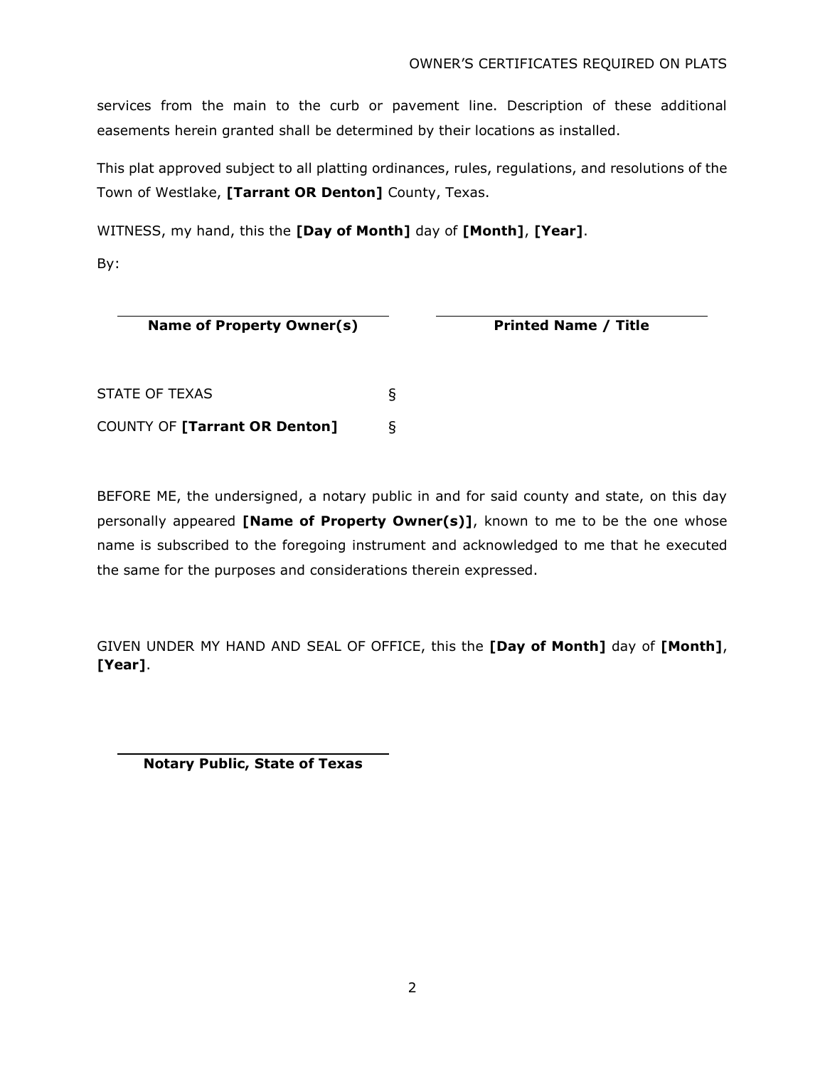services from the main to the curb or pavement line. Description of these additional easements herein granted shall be determined by their locations as installed.

This plat approved subject to all platting ordinances, rules, regulations, and resolutions of the Town of Westlake, **[Tarrant OR Denton]** County, Texas.

WITNESS, my hand, this the **[Day of Month]** day of **[Month]**, **[Year]**.

By:

| ______________________________ | ______________________________ |
|---|---|
| **Name of Property Owner(s)** | **Printed Name / Title** |

STATE OF TEXAS §

COUNTY OF **[Tarrant OR Denton]** §

BEFORE ME, the undersigned, a notary public in and for said county and state, on this day personally appeared **[Name of Property Owner(s)]**, known to me to be the one whose name is subscribed to the foregoing instrument and acknowledged to me that he executed the same for the purposes and considerations therein expressed.

GIVEN UNDER MY HAND AND SEAL OF OFFICE, this the **[Day of Month]** day of **[Month]**, **[Year]**.

______________________________

**Notary Public, State of Texas**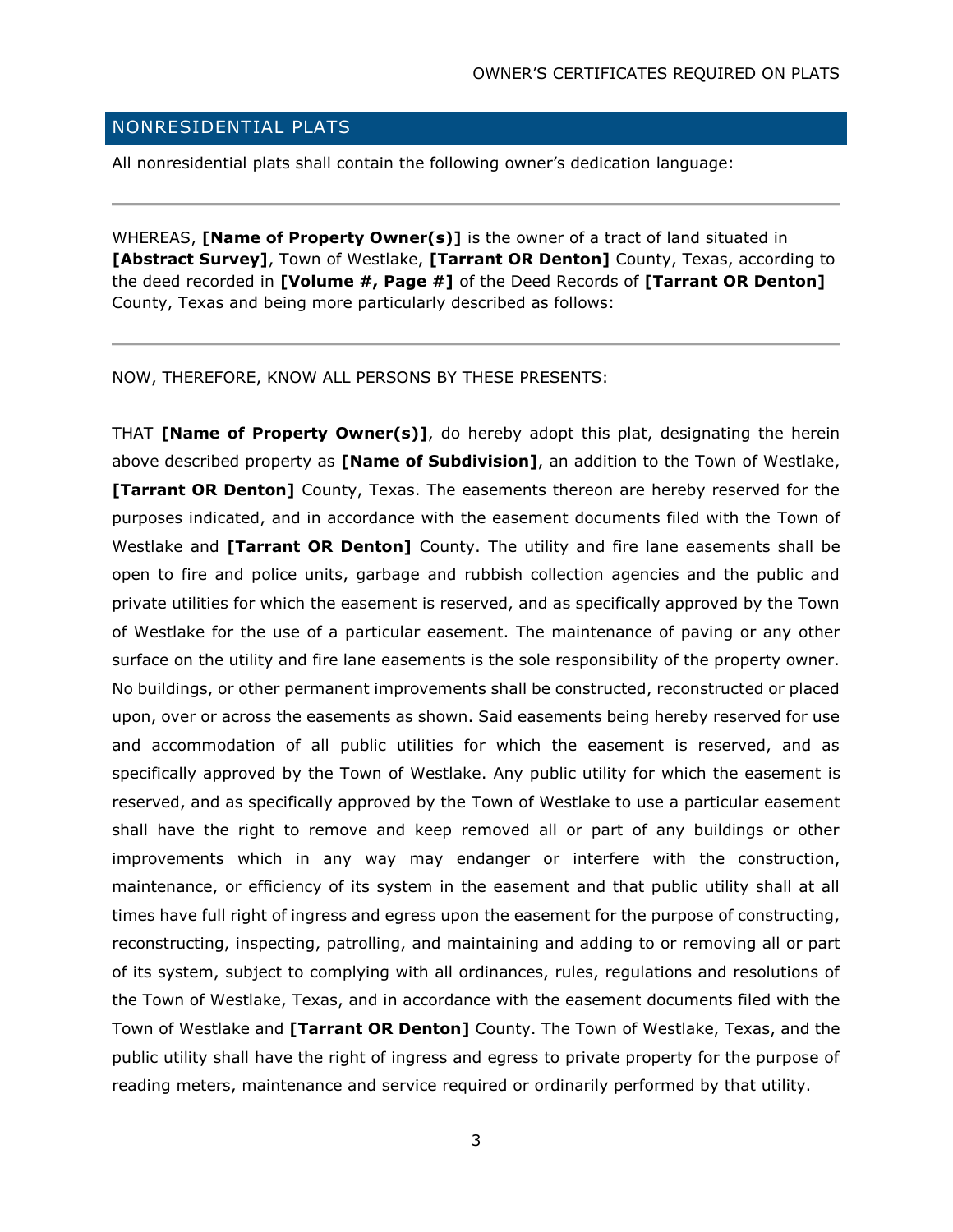## NONRESIDENTIAL PLATS

All nonresidential plats shall contain the following owner's dedication language:

---

WHEREAS, **[Name of Property Owner(s)]** is the owner of a tract of land situated in **[Abstract Survey]**, Town of Westlake, **[Tarrant OR Denton]** County, Texas, according to the deed recorded in **[Volume #, Page #]** of the Deed Records of **[Tarrant OR Denton]** County, Texas and being more particularly described as follows:

---

NOW, THEREFORE, KNOW ALL PERSONS BY THESE PRESENTS:

THAT **[Name of Property Owner(s)]**, do hereby adopt this plat, designating the herein above described property as **[Name of Subdivision]**, an addition to the Town of Westlake, **[Tarrant OR Denton]** County, Texas. The easements thereon are hereby reserved for the purposes indicated, and in accordance with the easement documents filed with the Town of Westlake and **[Tarrant OR Denton]** County. The utility and fire lane easements shall be open to fire and police units, garbage and rubbish collection agencies and the public and private utilities for which the easement is reserved, and as specifically approved by the Town of Westlake for the use of a particular easement. The maintenance of paving or any other surface on the utility and fire lane easements is the sole responsibility of the property owner. No buildings, or other permanent improvements shall be constructed, reconstructed or placed upon, over or across the easements as shown. Said easements being hereby reserved for use and accommodation of all public utilities for which the easement is reserved, and as specifically approved by the Town of Westlake. Any public utility for which the easement is reserved, and as specifically approved by the Town of Westlake to use a particular easement shall have the right to remove and keep removed all or part of any buildings or other improvements which in any way may endanger or interfere with the construction, maintenance, or efficiency of its system in the easement and that public utility shall at all times have full right of ingress and egress upon the easement for the purpose of constructing, reconstructing, inspecting, patrolling, and maintaining and adding to or removing all or part of its system, subject to complying with all ordinances, rules, regulations and resolutions of the Town of Westlake, Texas, and in accordance with the easement documents filed with the Town of Westlake and **[Tarrant OR Denton]** County. The Town of Westlake, Texas, and the public utility shall have the right of ingress and egress to private property for the purpose of reading meters, maintenance and service required or ordinarily performed by that utility.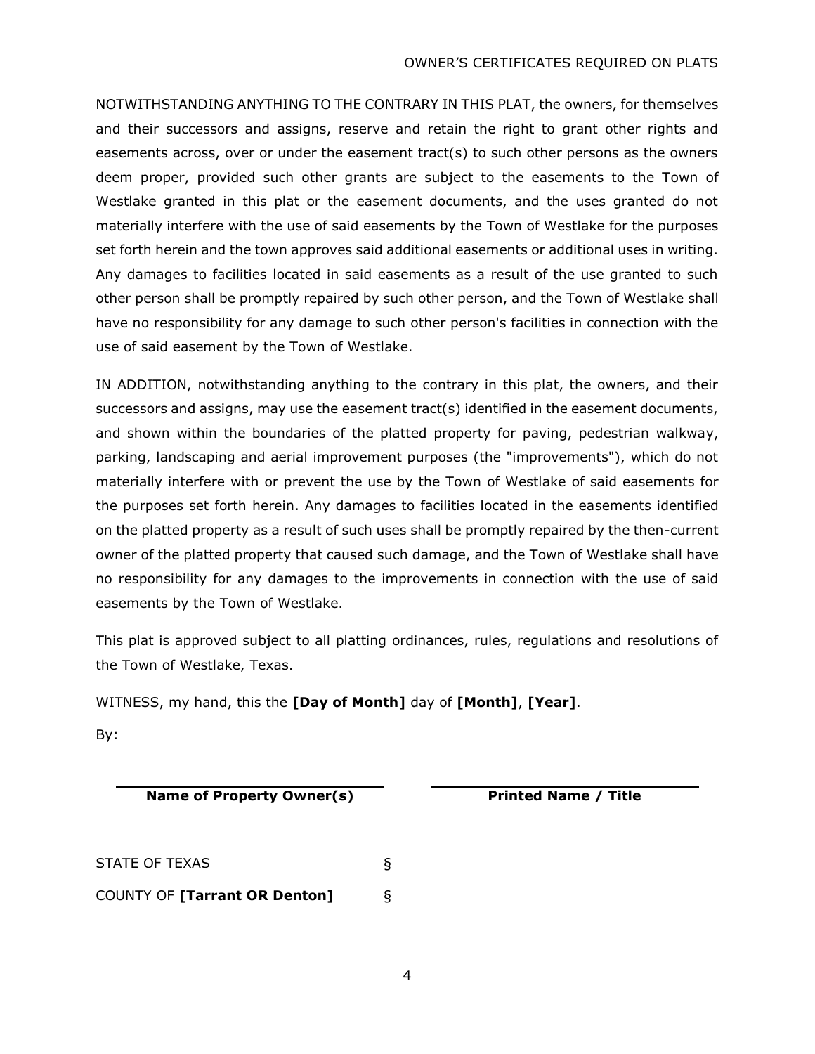NOTWITHSTANDING ANYTHING TO THE CONTRARY IN THIS PLAT, the owners, for themselves and their successors and assigns, reserve and retain the right to grant other rights and easements across, over or under the easement tract(s) to such other persons as the owners deem proper, provided such other grants are subject to the easements to the Town of Westlake granted in this plat or the easement documents, and the uses granted do not materially interfere with the use of said easements by the Town of Westlake for the purposes set forth herein and the town approves said additional easements or additional uses in writing. Any damages to facilities located in said easements as a result of the use granted to such other person shall be promptly repaired by such other person, and the Town of Westlake shall have no responsibility for any damage to such other person's facilities in connection with the use of said easement by the Town of Westlake.

IN ADDITION, notwithstanding anything to the contrary in this plat, the owners, and their successors and assigns, may use the easement tract(s) identified in the easement documents, and shown within the boundaries of the platted property for paving, pedestrian walkway, parking, landscaping and aerial improvement purposes (the "improvements"), which do not materially interfere with or prevent the use by the Town of Westlake of said easements for the purposes set forth herein. Any damages to facilities located in the easements identified on the platted property as a result of such uses shall be promptly repaired by the then-current owner of the platted property that caused such damage, and the Town of Westlake shall have no responsibility for any damages to the improvements in connection with the use of said easements by the Town of Westlake.

This plat is approved subject to all platting ordinances, rules, regulations and resolutions of the Town of Westlake, Texas.

WITNESS, my hand, this the **[Day of Month]** day of **[Month]**, **[Year]**.

By:

| ______________________________ | ______________________________ |
|---|---|
| **Name of Property Owner(s)** | **Printed Name / Title** |

STATE OF TEXAS §

COUNTY OF **[Tarrant OR Denton]** §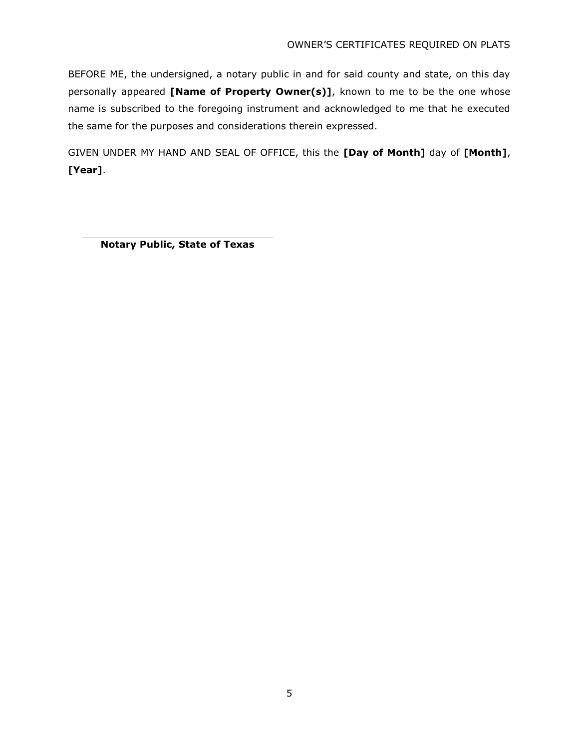BEFORE ME, the undersigned, a notary public in and for said county and state, on this day personally appeared **[Name of Property Owner(s)]**, known to me to be the one whose name is subscribed to the foregoing instrument and acknowledged to me that he executed the same for the purposes and considerations therein expressed.

GIVEN UNDER MY HAND AND SEAL OF OFFICE, this the **[Day of Month]** day of **[Month]**, **[Year]**.

\_\_\_\_\_\_\_\_\_\_\_\_\_\_\_\_\_\_\_\_\_\_\_\_\_\_\_\_\_\_

**Notary Public, State of Texas**